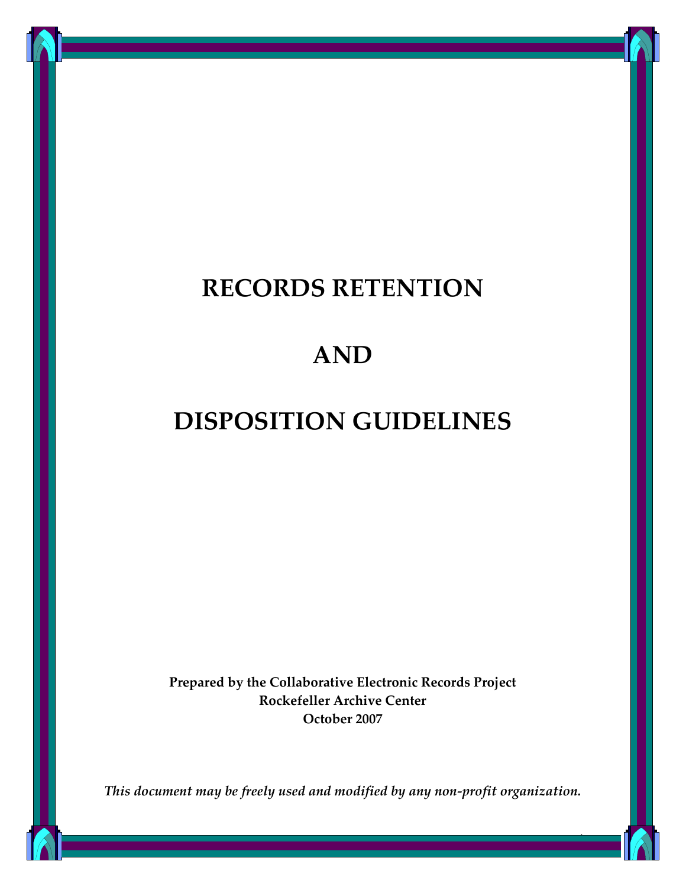# RECORDS RETENTION

# AND

# DISPOSITION GUIDELINES

**Prepared by the Collaborative Electronic Records Project**
**Rockefeller Archive Center**
**October 2007**

***This document may be freely used and modified by any non-profit organization.***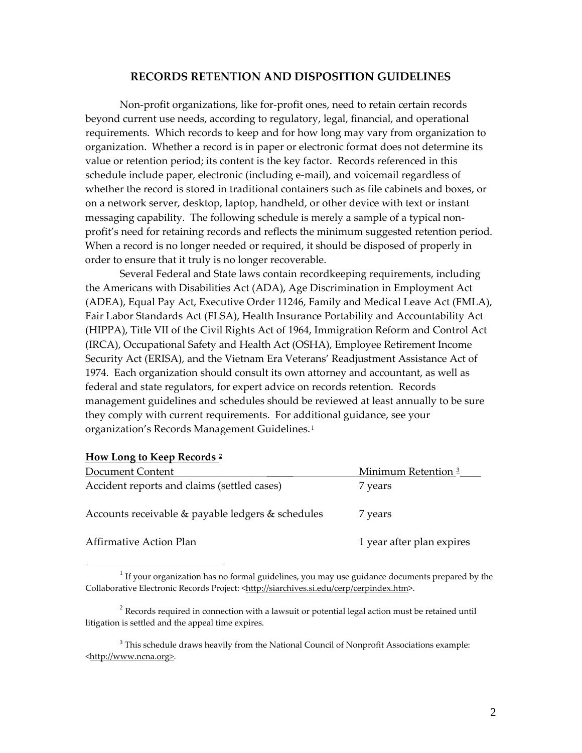## RECORDS RETENTION AND DISPOSITION GUIDELINES

Non-profit organizations, like for-profit ones, need to retain certain records beyond current use needs, according to regulatory, legal, financial, and operational requirements. Which records to keep and for how long may vary from organization to organization. Whether a record is in paper or electronic format does not determine its value or retention period; its content is the key factor. Records referenced in this schedule include paper, electronic (including e-mail), and voicemail regardless of whether the record is stored in traditional containers such as file cabinets and boxes, or on a network server, desktop, laptop, handheld, or other device with text or instant messaging capability. The following schedule is merely a sample of a typical non-profit's need for retaining records and reflects the minimum suggested retention period. When a record is no longer needed or required, it should be disposed of properly in order to ensure that it truly is no longer recoverable.

Several Federal and State laws contain recordkeeping requirements, including the Americans with Disabilities Act (ADA), Age Discrimination in Employment Act (ADEA), Equal Pay Act, Executive Order 11246, Family and Medical Leave Act (FMLA), Fair Labor Standards Act (FLSA), Health Insurance Portability and Accountability Act (HIPPA), Title VII of the Civil Rights Act of 1964, Immigration Reform and Control Act (IRCA), Occupational Safety and Health Act (OSHA), Employee Retirement Income Security Act (ERISA), and the Vietnam Era Veterans' Readjustment Assistance Act of 1974. Each organization should consult its own attorney and accountant, as well as federal and state regulators, for expert advice on records retention. Records management guidelines and schedules should be reviewed at least annually to be sure they comply with current requirements. For additional guidance, see your organization's Records Management Guidelines.[1]

**How Long to Keep Records [2]**

| Document Content | Minimum Retention [3] |
|---|---|
| Accident reports and claims (settled cases) | 7 years |
| Accounts receivable & payable ledgers & schedules | 7 years |
| Affirmative Action Plan | 1 year after plan expires |

[1] If your organization has no formal guidelines, you may use guidance documents prepared by the Collaborative Electronic Records Project: <http://siarchives.si.edu/cerp/cerpindex.htm>.

[2] Records required in connection with a lawsuit or potential legal action must be retained until litigation is settled and the appeal time expires.

[3] This schedule draws heavily from the National Council of Nonprofit Associations example: <http://www.ncna.org>.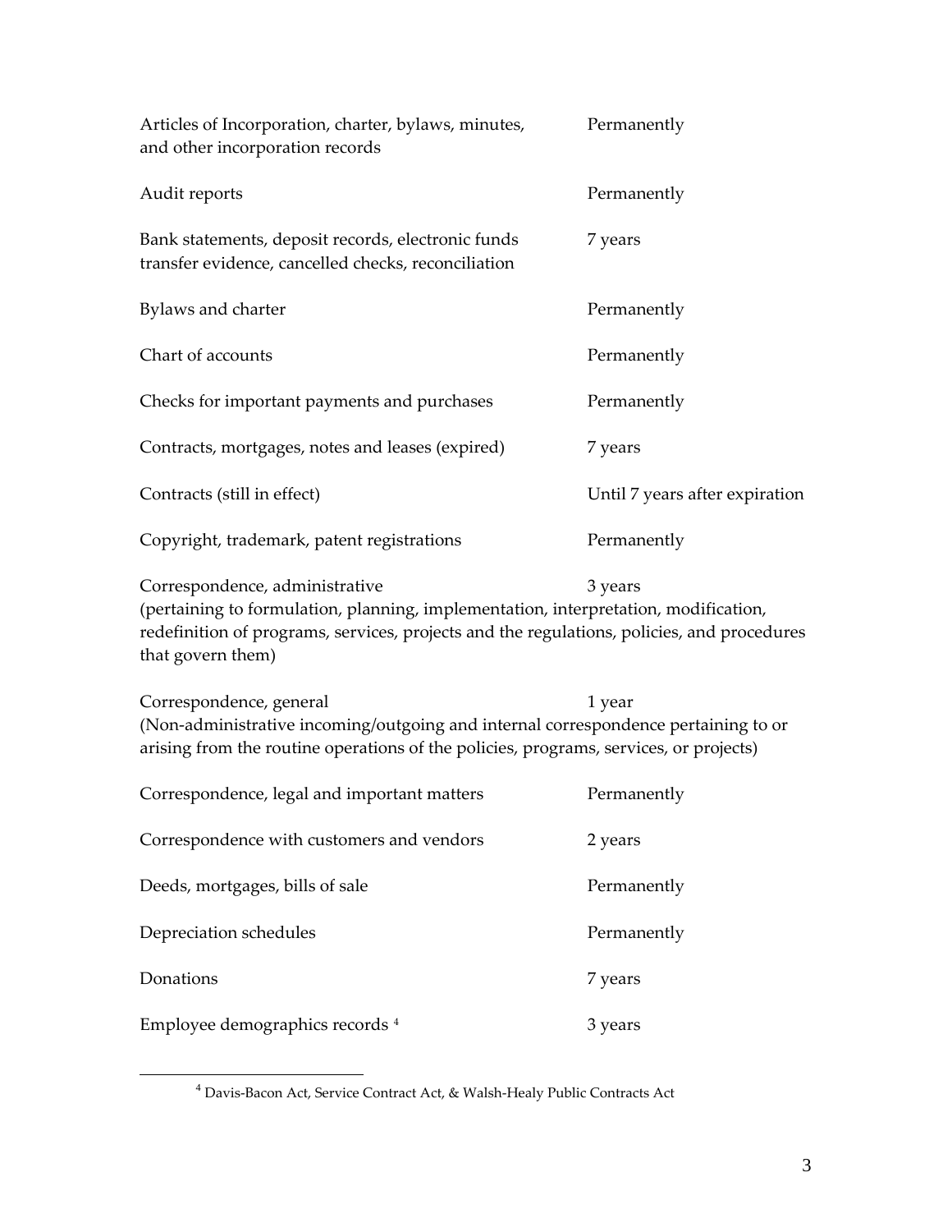| | |
|---|---|
| Articles of Incorporation, charter, bylaws, minutes, and other incorporation records | Permanently |
| Audit reports | Permanently |
| Bank statements, deposit records, electronic funds transfer evidence, cancelled checks, reconciliation | 7 years |
| Bylaws and charter | Permanently |
| Chart of accounts | Permanently |
| Checks for important payments and purchases | Permanently |
| Contracts, mortgages, notes and leases (expired) | 7 years |
| Contracts (still in effect) | Until 7 years after expiration |
| Copyright, trademark, patent registrations | Permanently |
| Correspondence, administrative (pertaining to formulation, planning, implementation, interpretation, modification, redefinition of programs, services, projects and the regulations, policies, and procedures that govern them) | 3 years |
| Correspondence, general (Non-administrative incoming/outgoing and internal correspondence pertaining to or arising from the routine operations of the policies, programs, services, or projects) | 1 year |
| Correspondence, legal and important matters | Permanently |
| Correspondence with customers and vendors | 2 years |
| Deeds, mortgages, bills of sale | Permanently |
| Depreciation schedules | Permanently |
| Donations | 7 years |
| Employee demographics records [4] | 3 years |

[4] Davis-Bacon Act, Service Contract Act, & Walsh-Healy Public Contracts Act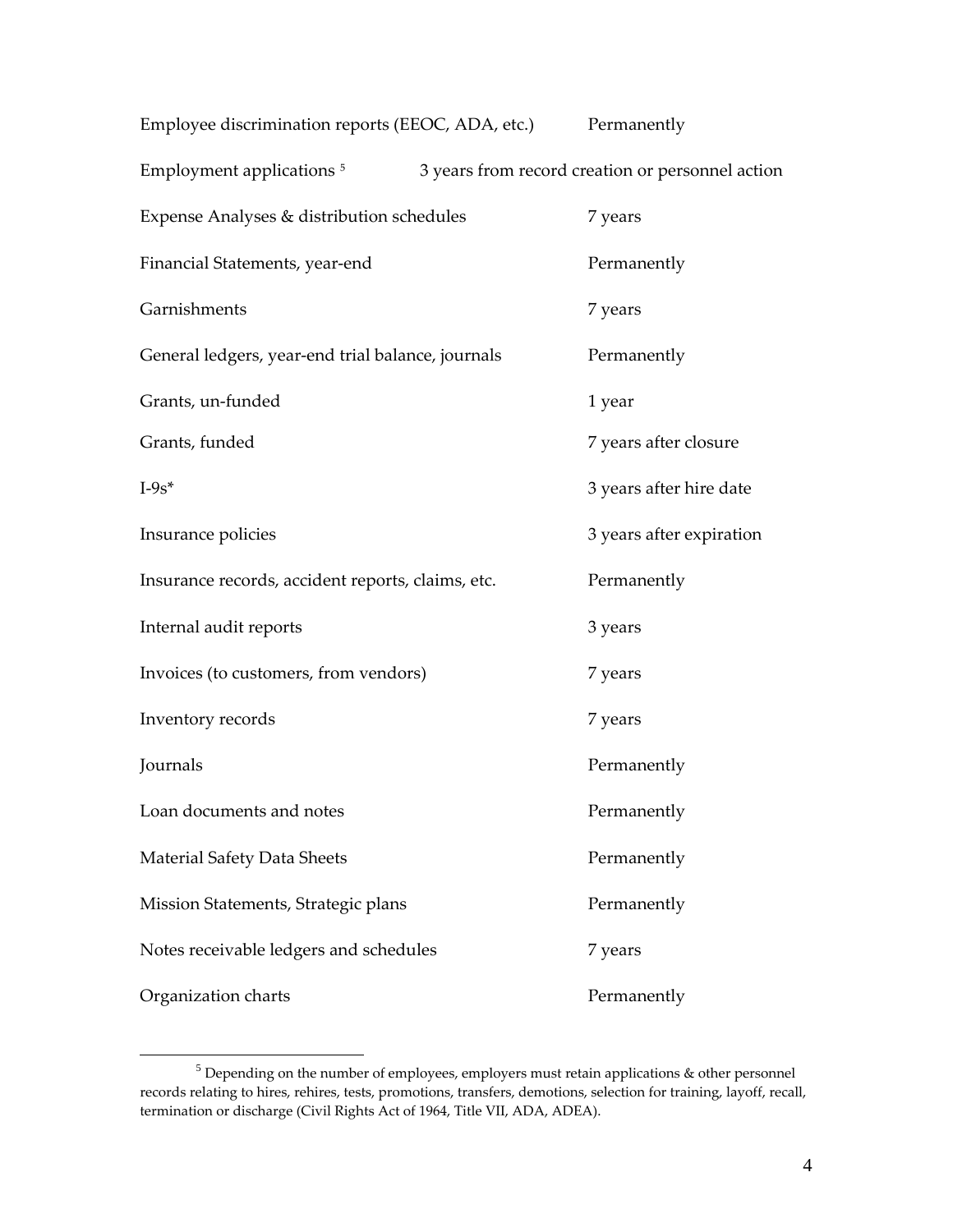| | |
|---|---|
| Employee discrimination reports (EEOC, ADA, etc.) | Permanently |
| Employment applications [5] | 3 years from record creation or personnel action |
| Expense Analyses & distribution schedules | 7 years |
| Financial Statements, year-end | Permanently |
| Garnishments | 7 years |
| General ledgers, year-end trial balance, journals | Permanently |
| Grants, un-funded | 1 year |
| Grants, funded | 7 years after closure |
| I-9s* | 3 years after hire date |
| Insurance policies | 3 years after expiration |
| Insurance records, accident reports, claims, etc. | Permanently |
| Internal audit reports | 3 years |
| Invoices (to customers, from vendors) | 7 years |
| Inventory records | 7 years |
| Journals | Permanently |
| Loan documents and notes | Permanently |
| Material Safety Data Sheets | Permanently |
| Mission Statements, Strategic plans | Permanently |
| Notes receivable ledgers and schedules | 7 years |
| Organization charts | Permanently |

[5] Depending on the number of employees, employers must retain applications & other personnel records relating to hires, rehires, tests, promotions, transfers, demotions, selection for training, layoff, recall, termination or discharge (Civil Rights Act of 1964, Title VII, ADA, ADEA).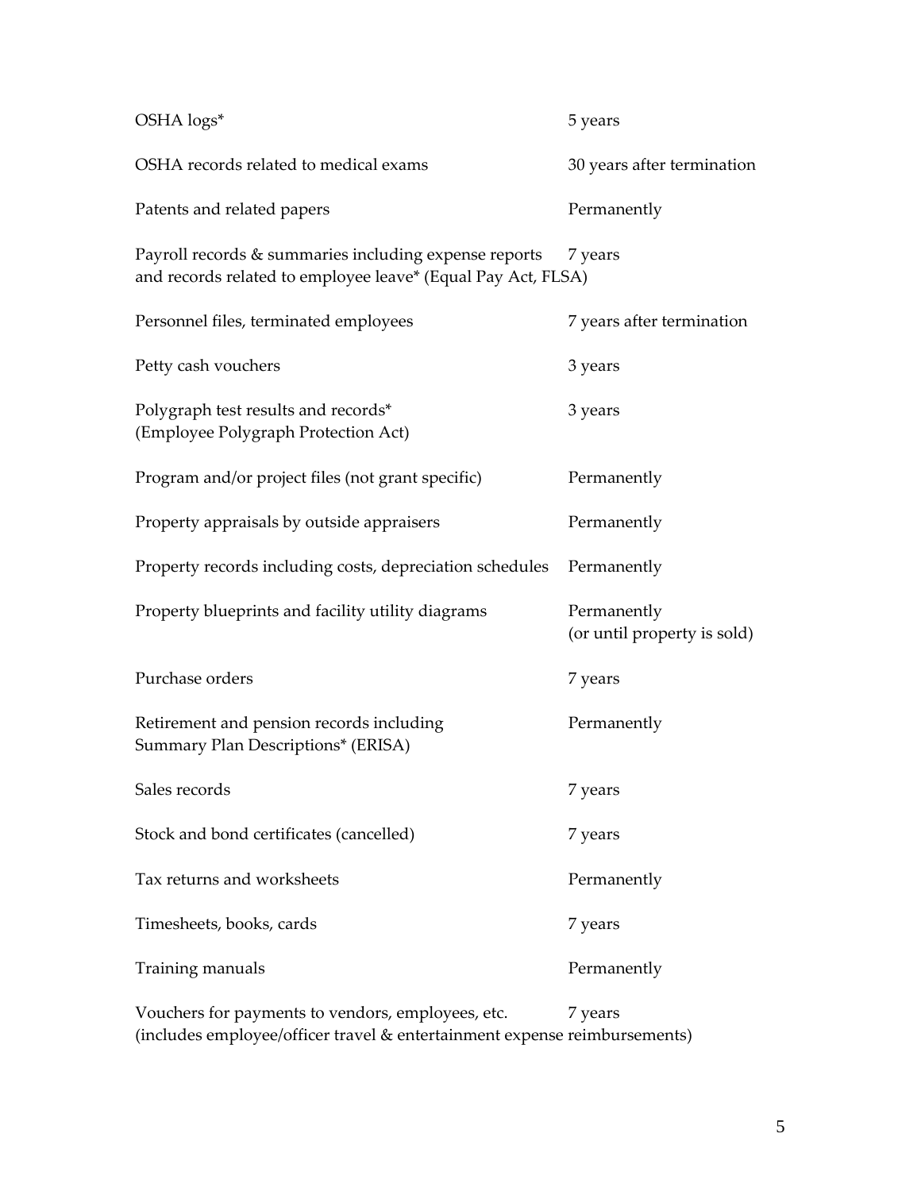| | |
|---|---|
| OSHA logs* | 5 years |
| OSHA records related to medical exams | 30 years after termination |
| Patents and related papers | Permanently |
| Payroll records & summaries including expense reports and records related to employee leave* (Equal Pay Act, FLSA) | 7 years |
| Personnel files, terminated employees | 7 years after termination |
| Petty cash vouchers | 3 years |
| Polygraph test results and records* (Employee Polygraph Protection Act) | 3 years |
| Program and/or project files (not grant specific) | Permanently |
| Property appraisals by outside appraisers | Permanently |
| Property records including costs, depreciation schedules | Permanently |
| Property blueprints and facility utility diagrams | Permanently (or until property is sold) |
| Purchase orders | 7 years |
| Retirement and pension records including Summary Plan Descriptions* (ERISA) | Permanently |
| Sales records | 7 years |
| Stock and bond certificates (cancelled) | 7 years |
| Tax returns and worksheets | Permanently |
| Timesheets, books, cards | 7 years |
| Training manuals | Permanently |
| Vouchers for payments to vendors, employees, etc. (includes employee/officer travel & entertainment expense reimbursements) | 7 years |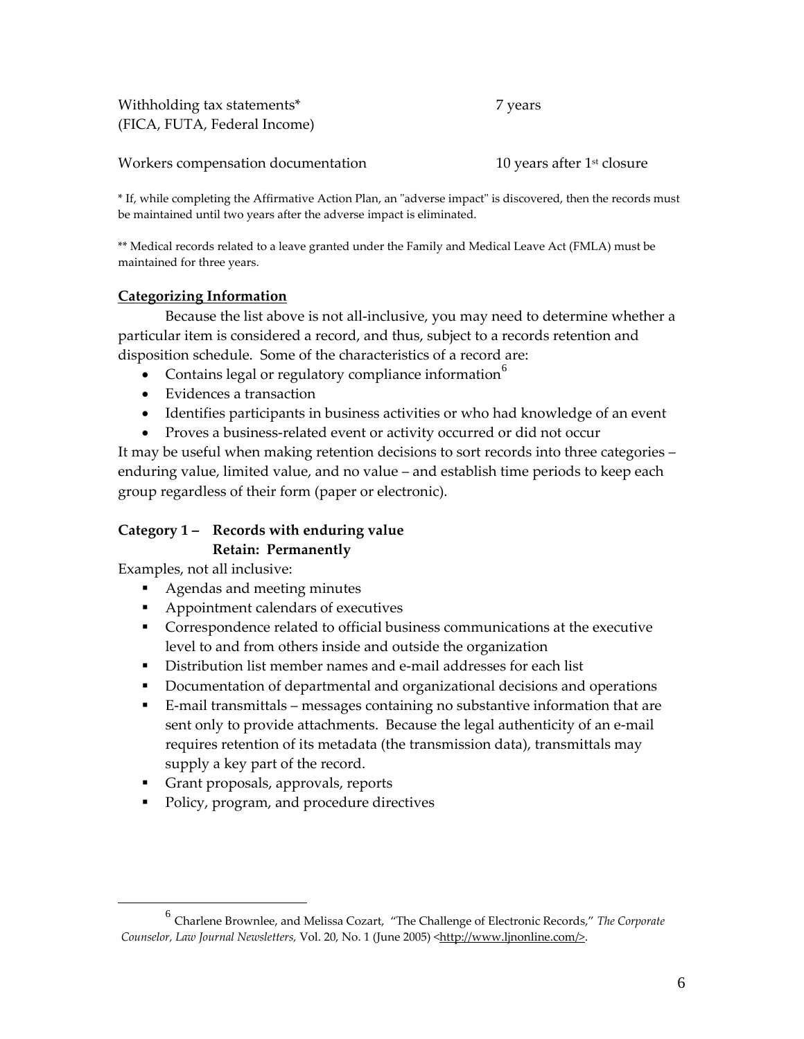| | |
|---|---|
| Withholding tax statements* (FICA, FUTA, Federal Income) | 7 years |
| Workers compensation documentation | 10 years after 1st closure |

* If, while completing the Affirmative Action Plan, an "adverse impact" is discovered, then the records must be maintained until two years after the adverse impact is eliminated.

** Medical records related to a leave granted under the Family and Medical Leave Act (FMLA) must be maintained for three years.

## Categorizing Information

Because the list above is not all-inclusive, you may need to determine whether a particular item is considered a record, and thus, subject to a records retention and disposition schedule. Some of the characteristics of a record are:

- Contains legal or regulatory compliance information[6]
- Evidences a transaction
- Identifies participants in business activities or who had knowledge of an event
- Proves a business-related event or activity occurred or did not occur

It may be useful when making retention decisions to sort records into three categories – enduring value, limited value, and no value – and establish time periods to keep each group regardless of their form (paper or electronic).

### Category 1 – Records with enduring value
**Retain: Permanently**

Examples, not all inclusive:

- Agendas and meeting minutes
- Appointment calendars of executives
- Correspondence related to official business communications at the executive level to and from others inside and outside the organization
- Distribution list member names and e-mail addresses for each list
- Documentation of departmental and organizational decisions and operations
- E-mail transmittals – messages containing no substantive information that are sent only to provide attachments. Because the legal authenticity of an e-mail requires retention of its metadata (the transmission data), transmittals may supply a key part of the record.
- Grant proposals, approvals, reports
- Policy, program, and procedure directives

---

[6] Charlene Brownlee, and Melissa Cozart, "The Challenge of Electronic Records," *The Corporate Counselor, Law Journal Newsletters,* Vol. 20, No. 1 (June 2005) <http://www.ljnonline.com/>.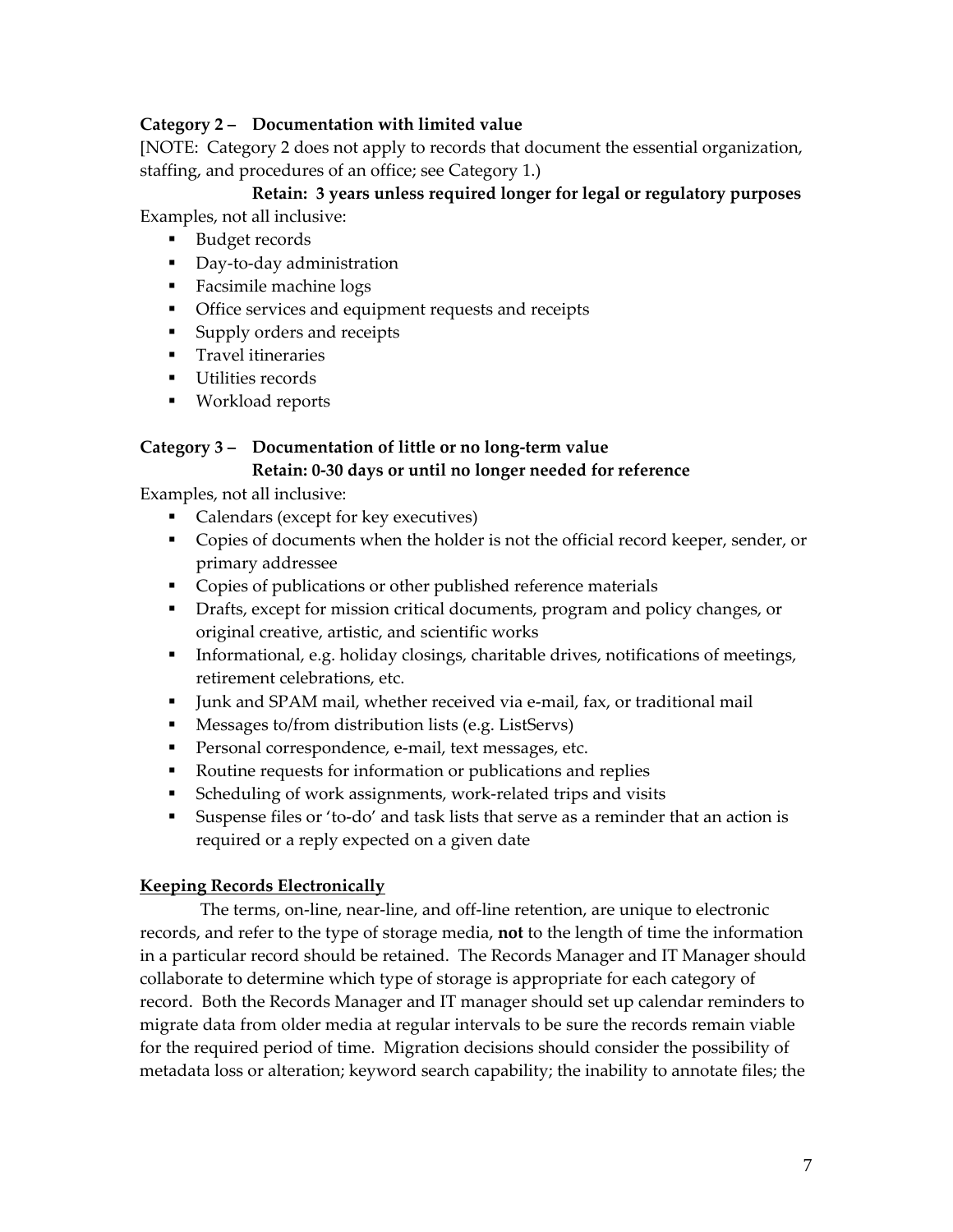**Category 2 – Documentation with limited value**

[NOTE: Category 2 does not apply to records that document the essential organization, staffing, and procedures of an office; see Category 1.)

**Retain: 3 years unless required longer for legal or regulatory purposes**

Examples, not all inclusive:

- Budget records
- Day-to-day administration
- Facsimile machine logs
- Office services and equipment requests and receipts
- Supply orders and receipts
- Travel itineraries
- Utilities records
- Workload reports

**Category 3 – Documentation of little or no long-term value**
**Retain: 0-30 days or until no longer needed for reference**

Examples, not all inclusive:

- Calendars (except for key executives)
- Copies of documents when the holder is not the official record keeper, sender, or primary addressee
- Copies of publications or other published reference materials
- Drafts, except for mission critical documents, program and policy changes, or original creative, artistic, and scientific works
- Informational, e.g. holiday closings, charitable drives, notifications of meetings, retirement celebrations, etc.
- Junk and SPAM mail, whether received via e-mail, fax, or traditional mail
- Messages to/from distribution lists (e.g. ListServs)
- Personal correspondence, e-mail, text messages, etc.
- Routine requests for information or publications and replies
- Scheduling of work assignments, work-related trips and visits
- Suspense files or 'to-do' and task lists that serve as a reminder that an action is required or a reply expected on a given date

**Keeping Records Electronically**

The terms, on-line, near-line, and off-line retention, are unique to electronic records, and refer to the type of storage media, **not** to the length of time the information in a particular record should be retained. The Records Manager and IT Manager should collaborate to determine which type of storage is appropriate for each category of record. Both the Records Manager and IT manager should set up calendar reminders to migrate data from older media at regular intervals to be sure the records remain viable for the required period of time. Migration decisions should consider the possibility of metadata loss or alteration; keyword search capability; the inability to annotate files; the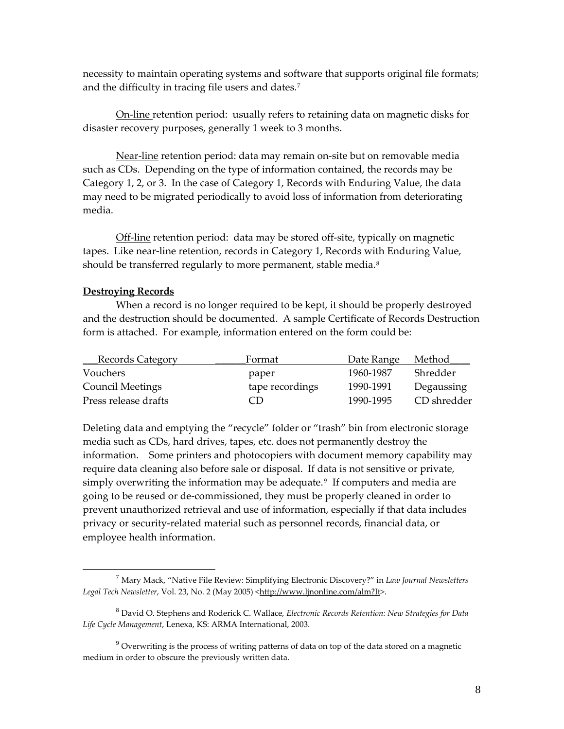necessity to maintain operating systems and software that supports original file formats; and the difficulty in tracing file users and dates.[7]

On-line retention period: usually refers to retaining data on magnetic disks for disaster recovery purposes, generally 1 week to 3 months.

Near-line retention period: data may remain on-site but on removable media such as CDs. Depending on the type of information contained, the records may be Category 1, 2, or 3. In the case of Category 1, Records with Enduring Value, the data may need to be migrated periodically to avoid loss of information from deteriorating media.

Off-line retention period: data may be stored off-site, typically on magnetic tapes. Like near-line retention, records in Category 1, Records with Enduring Value, should be transferred regularly to more permanent, stable media.[8]

**Destroying Records**

When a record is no longer required to be kept, it should be properly destroyed and the destruction should be documented. A sample Certificate of Records Destruction form is attached. For example, information entered on the form could be:

| Records Category | Format | Date Range | Method |
|---|---|---|---|
| Vouchers | paper | 1960-1987 | Shredder |
| Council Meetings | tape recordings | 1990-1991 | Degaussing |
| Press release drafts | CD | 1990-1995 | CD shredder |

Deleting data and emptying the "recycle" folder or "trash" bin from electronic storage media such as CDs, hard drives, tapes, etc. does not permanently destroy the information. Some printers and photocopiers with document memory capability may require data cleaning also before sale or disposal. If data is not sensitive or private, simply overwriting the information may be adequate.[9] If computers and media are going to be reused or de-commissioned, they must be properly cleaned in order to prevent unauthorized retrieval and use of information, especially if that data includes privacy or security-related material such as personnel records, financial data, or employee health information.

---

[7] Mary Mack, "Native File Review: Simplifying Electronic Discovery?" in *Law Journal Newsletters Legal Tech Newsletter*, Vol. 23, No. 2 (May 2005) <http://www.ljnonline.com/alm?It>.

[8] David O. Stephens and Roderick C. Wallace, *Electronic Records Retention: New Strategies for Data Life Cycle Management*, Lenexa, KS: ARMA International, 2003.

[9] Overwriting is the process of writing patterns of data on top of the data stored on a magnetic medium in order to obscure the previously written data.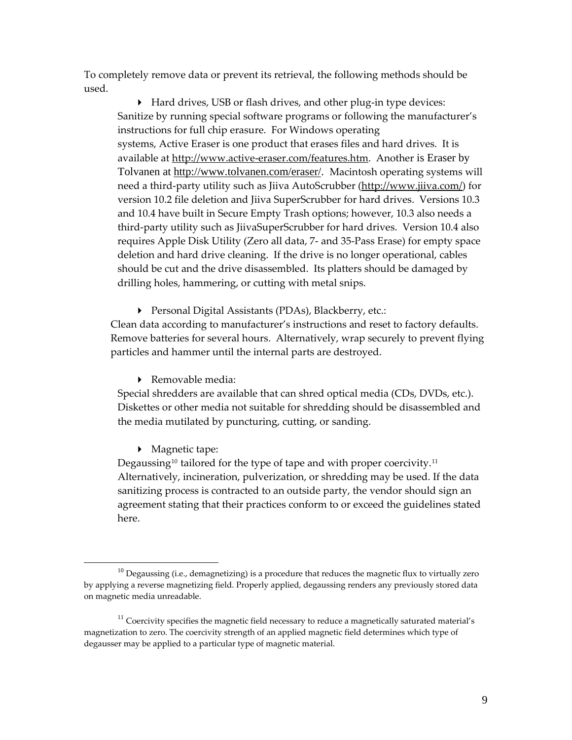To completely remove data or prevent its retrieval, the following methods should be used.

- Hard drives, USB or flash drives, and other plug-in type devices:
  Sanitize by running special software programs or following the manufacturer's instructions for full chip erasure. For Windows operating systems, Active Eraser is one product that erases files and hard drives. It is available at http://www.active-eraser.com/features.htm. Another is Eraser by Tolvanen at http://www.tolvanen.com/eraser/. Macintosh operating systems will need a third-party utility such as Jiiva AutoScrubber (http://www.jiiva.com/) for version 10.2 file deletion and Jiiva SuperScrubber for hard drives. Versions 10.3 and 10.4 have built in Secure Empty Trash options; however, 10.3 also needs a third-party utility such as JiivaSuperScrubber for hard drives. Version 10.4 also requires Apple Disk Utility (Zero all data, 7- and 35-Pass Erase) for empty space deletion and hard drive cleaning. If the drive is no longer operational, cables should be cut and the drive disassembled. Its platters should be damaged by drilling holes, hammering, or cutting with metal snips.

- Personal Digital Assistants (PDAs), Blackberry, etc.:
  Clean data according to manufacturer's instructions and reset to factory defaults. Remove batteries for several hours. Alternatively, wrap securely to prevent flying particles and hammer until the internal parts are destroyed.

- Removable media:
  Special shredders are available that can shred optical media (CDs, DVDs, etc.). Diskettes or other media not suitable for shredding should be disassembled and the media mutilated by puncturing, cutting, or sanding.

- Magnetic tape:
  Degaussing[10] tailored for the type of tape and with proper coercivity.[11] Alternatively, incineration, pulverization, or shredding may be used. If the data sanitizing process is contracted to an outside party, the vendor should sign an agreement stating that their practices conform to or exceed the guidelines stated here.

---

[10] Degaussing (i.e., demagnetizing) is a procedure that reduces the magnetic flux to virtually zero by applying a reverse magnetizing field. Properly applied, degaussing renders any previously stored data on magnetic media unreadable.

[11] Coercivity specifies the magnetic field necessary to reduce a magnetically saturated material's magnetization to zero. The coercivity strength of an applied magnetic field determines which type of degausser may be applied to a particular type of magnetic material.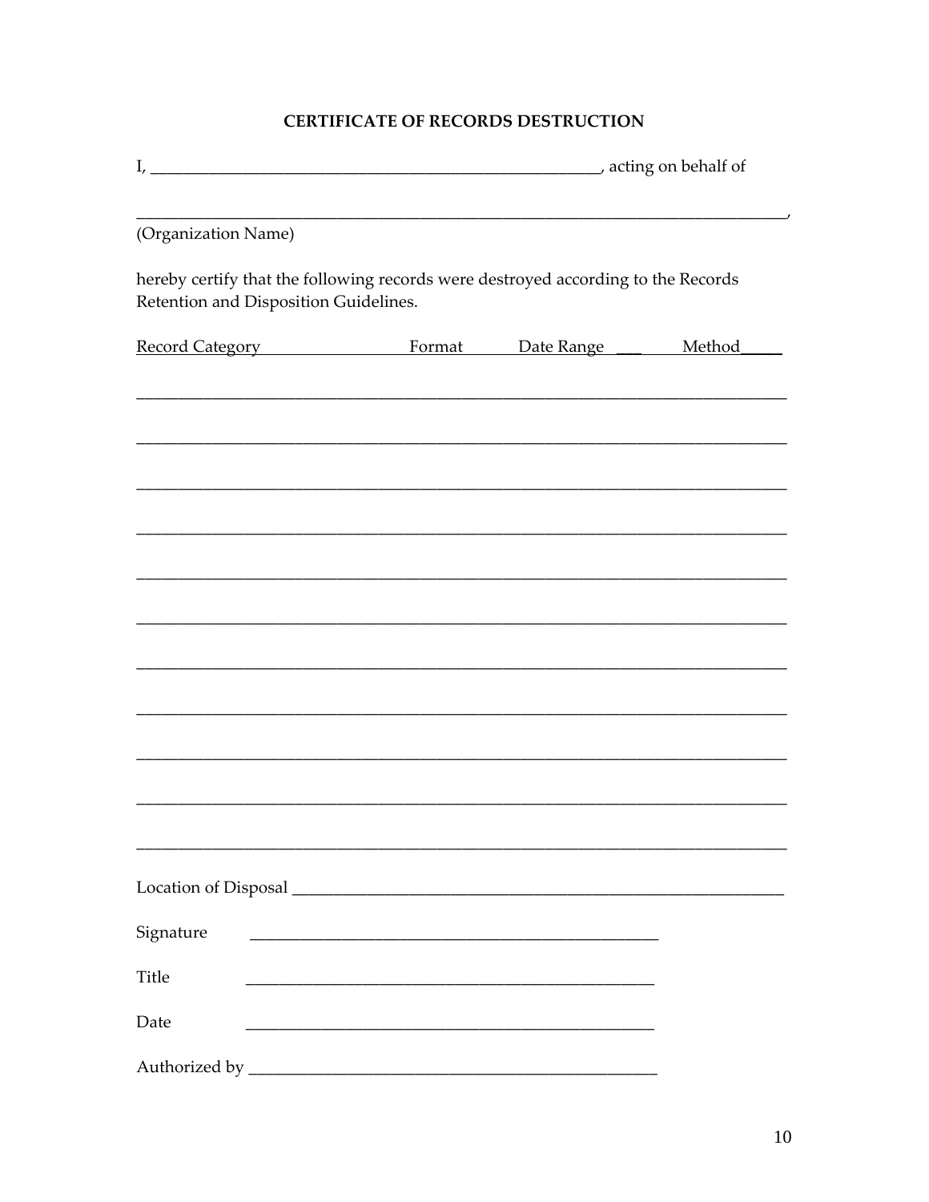**CERTIFICATE OF RECORDS DESTRUCTION**

I, ______________________________________________________, acting on behalf of

_______________________________________________________________________________,
(Organization Name)

hereby certify that the following records were destroyed according to the Records Retention and Disposition Guidelines.

| Record Category | Format | Date Range | Method |
|---|---|---|---|
| | | | |
| | | | |
| | | | |
| | | | |
| | | | |
| | | | |
| | | | |
| | | | |
| | | | |
| | | | |
| | | | |

Location of Disposal ___________________________________________________________

Signature ________________________________________________

Title ________________________________________________

Date ________________________________________________

Authorized by ________________________________________________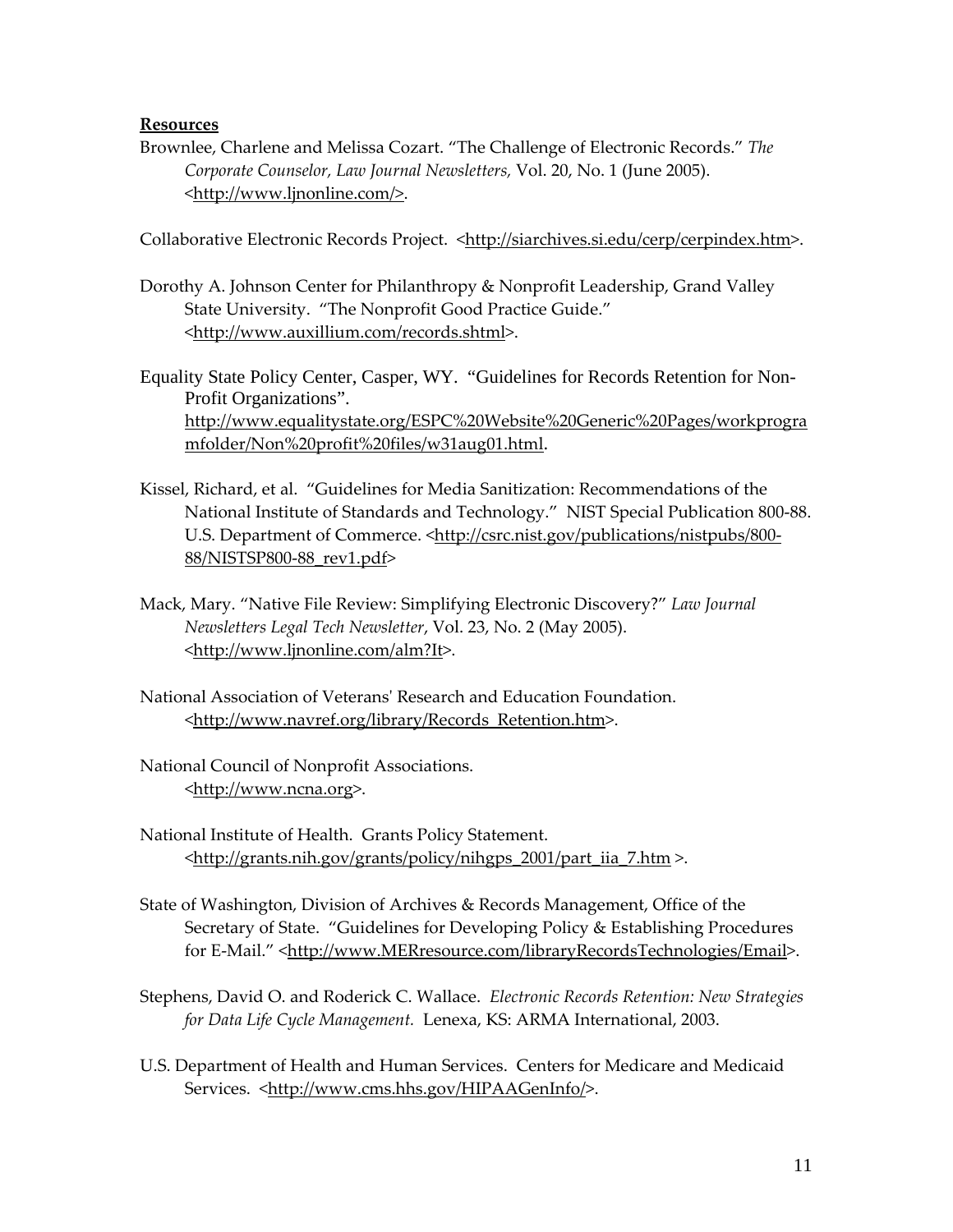**Resources**

Brownlee, Charlene and Melissa Cozart. "The Challenge of Electronic Records." *The Corporate Counselor, Law Journal Newsletters,* Vol. 20, No. 1 (June 2005). <http://www.ljnonline.com/>.

Collaborative Electronic Records Project. <http://siarchives.si.edu/cerp/cerpindex.htm>.

Dorothy A. Johnson Center for Philanthropy & Nonprofit Leadership, Grand Valley State University. "The Nonprofit Good Practice Guide." <http://www.auxillium.com/records.shtml>.

Equality State Policy Center, Casper, WY. "Guidelines for Records Retention for Non-Profit Organizations". http://www.equalitystate.org/ESPC%20Website%20Generic%20Pages/workprogramfolder/Non%20profit%20files/w31aug01.html.

Kissel, Richard, et al. "Guidelines for Media Sanitization: Recommendations of the National Institute of Standards and Technology." NIST Special Publication 800-88. U.S. Department of Commerce. <http://csrc.nist.gov/publications/nistpubs/800-88/NISTSP800-88_rev1.pdf>

Mack, Mary. "Native File Review: Simplifying Electronic Discovery?" *Law Journal Newsletters Legal Tech Newsletter*, Vol. 23, No. 2 (May 2005). <http://www.ljnonline.com/alm?It>.

National Association of Veterans' Research and Education Foundation. <http://www.navref.org/library/Records_Retention.htm>.

National Council of Nonprofit Associations. <http://www.ncna.org>.

National Institute of Health. Grants Policy Statement. <http://grants.nih.gov/grants/policy/nihgps_2001/part_iia_7.htm >.

State of Washington, Division of Archives & Records Management, Office of the Secretary of State. "Guidelines for Developing Policy & Establishing Procedures for E-Mail." <http://www.MERresource.com/libraryRecordsTechnologies/Email>.

Stephens, David O. and Roderick C. Wallace. *Electronic Records Retention: New Strategies for Data Life Cycle Management.* Lenexa, KS: ARMA International, 2003.

U.S. Department of Health and Human Services. Centers for Medicare and Medicaid Services. <http://www.cms.hhs.gov/HIPAAGenInfo/>.